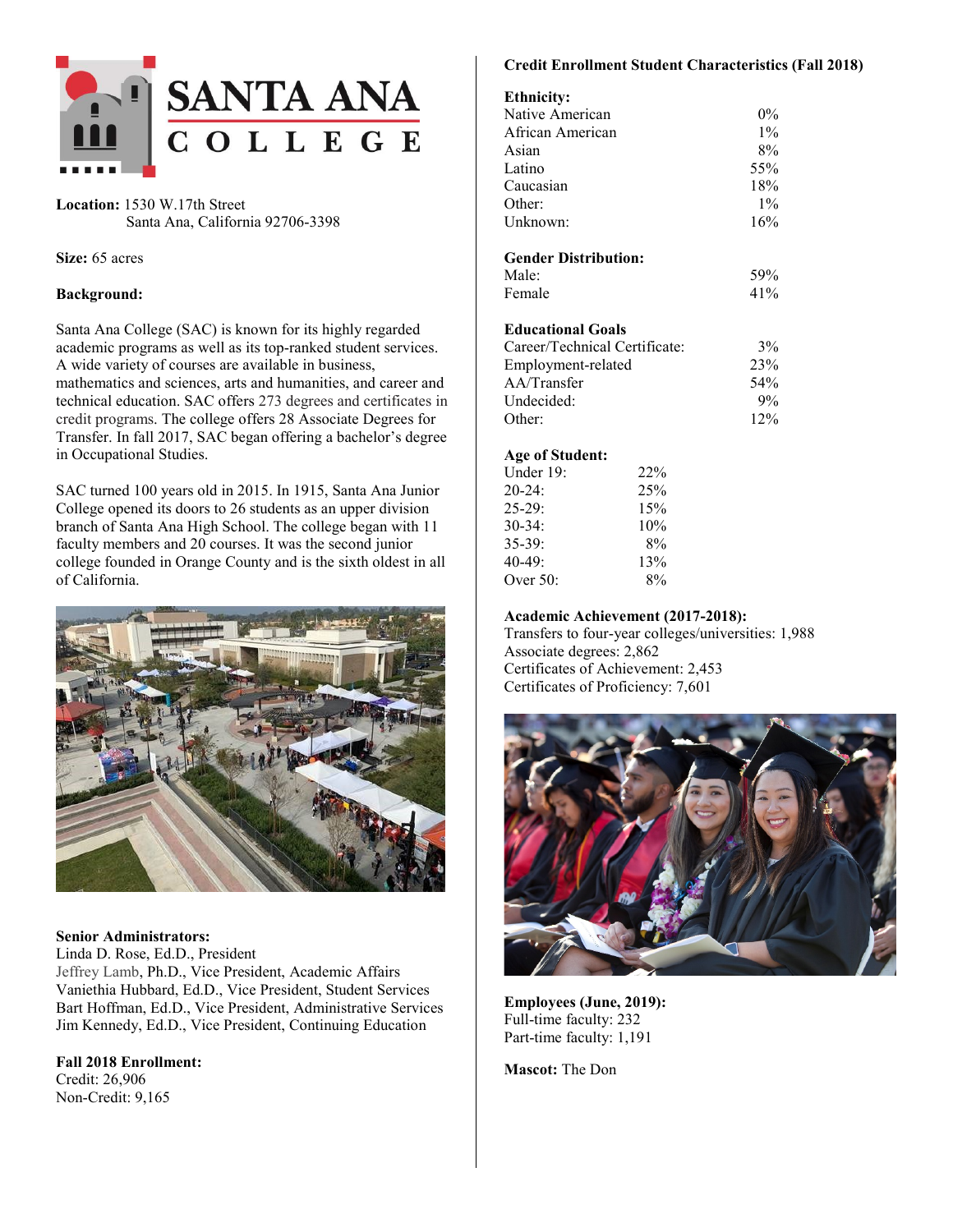# SANTA ANA COLLEGE

**Location:** 1530 W.17th Street
Santa Ana, California 92706-3398

**Size:** 65 acres

**Background:**

Santa Ana College (SAC) is known for its highly regarded academic programs as well as its top-ranked student services. A wide variety of courses are available in business, mathematics and sciences, arts and humanities, and career and technical education. SAC offers 273 degrees and certificates in credit programs. The college offers 28 Associate Degrees for Transfer. In fall 2017, SAC began offering a bachelor's degree in Occupational Studies.

SAC turned 100 years old in 2015. In 1915, Santa Ana Junior College opened its doors to 26 students as an upper division branch of Santa Ana High School. The college began with 11 faculty members and 20 courses. It was the second junior college founded in Orange County and is the sixth oldest in all of California.

**Senior Administrators:**
Linda D. Rose, Ed.D., President
Jeffrey Lamb, Ph.D., Vice President, Academic Affairs
Vaniethia Hubbard, Ed.D., Vice President, Student Services
Bart Hoffman, Ed.D., Vice President, Administrative Services
Jim Kennedy, Ed.D., Vice President, Continuing Education

**Fall 2018 Enrollment:**
Credit: 26,906
Non-Credit: 9,165

**Credit Enrollment Student Characteristics (Fall 2018)**

**Ethnicity:**

| | |
|---|---|
| Native American | 0% |
| African American | 1% |
| Asian | 8% |
| Latino | 55% |
| Caucasian | 18% |
| Other: | 1% |
| Unknown: | 16% |

**Gender Distribution:**

| | |
|---|---|
| Male: | 59% |
| Female | 41% |

**Educational Goals**

| | |
|---|---|
| Career/Technical Certificate: | 3% |
| Employment-related | 23% |
| AA/Transfer | 54% |
| Undecided: | 9% |
| Other: | 12% |

**Age of Student:**

| | |
|---|---|
| Under 19: | 22% |
| 20-24: | 25% |
| 25-29: | 15% |
| 30-34: | 10% |
| 35-39: | 8% |
| 40-49: | 13% |
| Over 50: | 8% |

**Academic Achievement (2017-2018):**
Transfers to four-year colleges/universities: 1,988
Associate degrees: 2,862
Certificates of Achievement: 2,453
Certificates of Proficiency: 7,601

**Employees (June, 2019):**
Full-time faculty: 232
Part-time faculty: 1,191

**Mascot:** The Don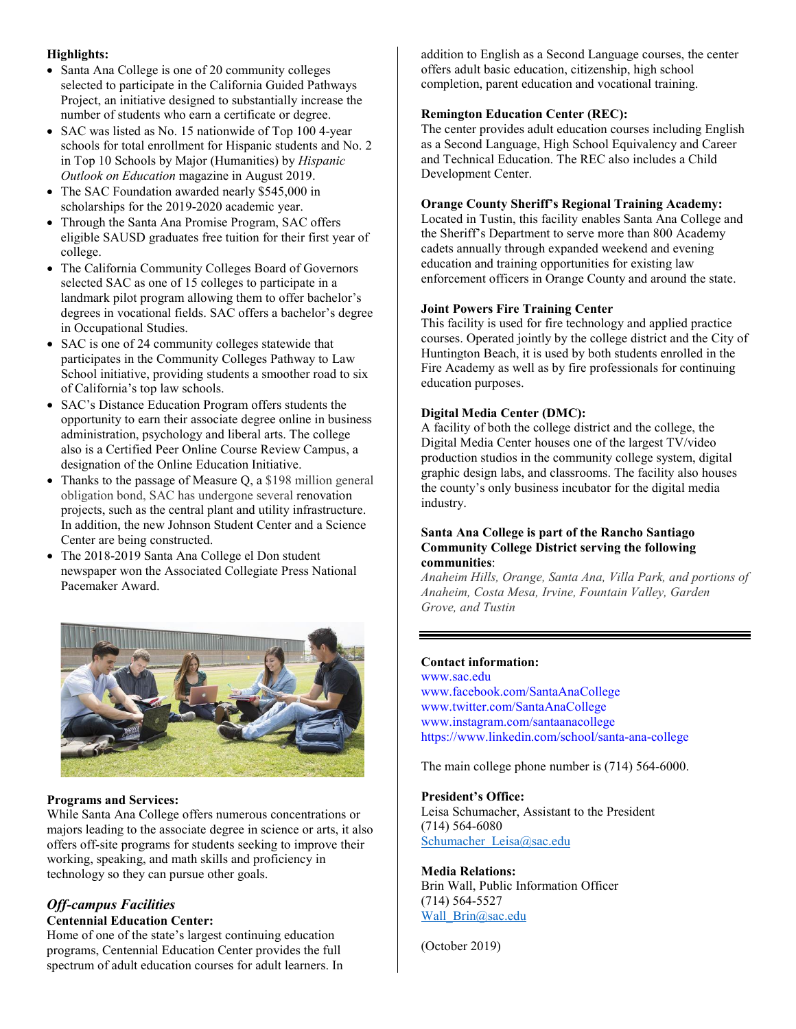**Highlights:**

- Santa Ana College is one of 20 community colleges selected to participate in the California Guided Pathways Project, an initiative designed to substantially increase the number of students who earn a certificate or degree.
- SAC was listed as No. 15 nationwide of Top 100 4-year schools for total enrollment for Hispanic students and No. 2 in Top 10 Schools by Major (Humanities) by *Hispanic Outlook on Education* magazine in August 2019.
- The SAC Foundation awarded nearly $545,000 in scholarships for the 2019-2020 academic year.
- Through the Santa Ana Promise Program, SAC offers eligible SAUSD graduates free tuition for their first year of college.
- The California Community Colleges Board of Governors selected SAC as one of 15 colleges to participate in a landmark pilot program allowing them to offer bachelor's degrees in vocational fields. SAC offers a bachelor's degree in Occupational Studies.
- SAC is one of 24 community colleges statewide that participates in the Community Colleges Pathway to Law School initiative, providing students a smoother road to six of California's top law schools.
- SAC's Distance Education Program offers students the opportunity to earn their associate degree online in business administration, psychology and liberal arts. The college also is a Certified Peer Online Course Review Campus, a designation of the Online Education Initiative.
- Thanks to the passage of Measure Q, a $198 million general obligation bond, SAC has undergone several renovation projects, such as the central plant and utility infrastructure. In addition, the new Johnson Student Center and a Science Center are being constructed.
- The 2018-2019 Santa Ana College el Don student newspaper won the Associated Collegiate Press National Pacemaker Award.

**Programs and Services:**
While Santa Ana College offers numerous concentrations or majors leading to the associate degree in science or arts, it also offers off-site programs for students seeking to improve their working, speaking, and math skills and proficiency in technology so they can pursue other goals.

## *Off-campus Facilities*

**Centennial Education Center:**
Home of one of the state's largest continuing education programs, Centennial Education Center provides the full spectrum of adult education courses for adult learners. In addition to English as a Second Language courses, the center offers adult basic education, citizenship, high school completion, parent education and vocational training.

**Remington Education Center (REC):**
The center provides adult education courses including English as a Second Language, High School Equivalency and Career and Technical Education. The REC also includes a Child Development Center.

**Orange County Sheriff's Regional Training Academy:**
Located in Tustin, this facility enables Santa Ana College and the Sheriff's Department to serve more than 800 Academy cadets annually through expanded weekend and evening education and training opportunities for existing law enforcement officers in Orange County and around the state.

**Joint Powers Fire Training Center**
This facility is used for fire technology and applied practice courses. Operated jointly by the college district and the City of Huntington Beach, it is used by both students enrolled in the Fire Academy as well as by fire professionals for continuing education purposes.

**Digital Media Center (DMC):**
A facility of both the college district and the college, the Digital Media Center houses one of the largest TV/video production studios in the community college system, digital graphic design labs, and classrooms. The facility also houses the county's only business incubator for the digital media industry.

**Santa Ana College is part of the Rancho Santiago Community College District serving the following communities**:
*Anaheim Hills, Orange, Santa Ana, Villa Park, and portions of Anaheim, Costa Mesa, Irvine, Fountain Valley, Garden Grove, and Tustin*

---

**Contact information:**
www.sac.edu
www.facebook.com/SantaAnaCollege
www.twitter.com/SantaAnaCollege
www.instagram.com/santaanacollege
https://www.linkedin.com/school/santa-ana-college

The main college phone number is (714) 564-6000.

**President's Office:**
Leisa Schumacher, Assistant to the President
(714) 564-6080
Schumacher_Leisa@sac.edu

**Media Relations:**
Brin Wall, Public Information Officer
(714) 564-5527
Wall_Brin@sac.edu

(October 2019)